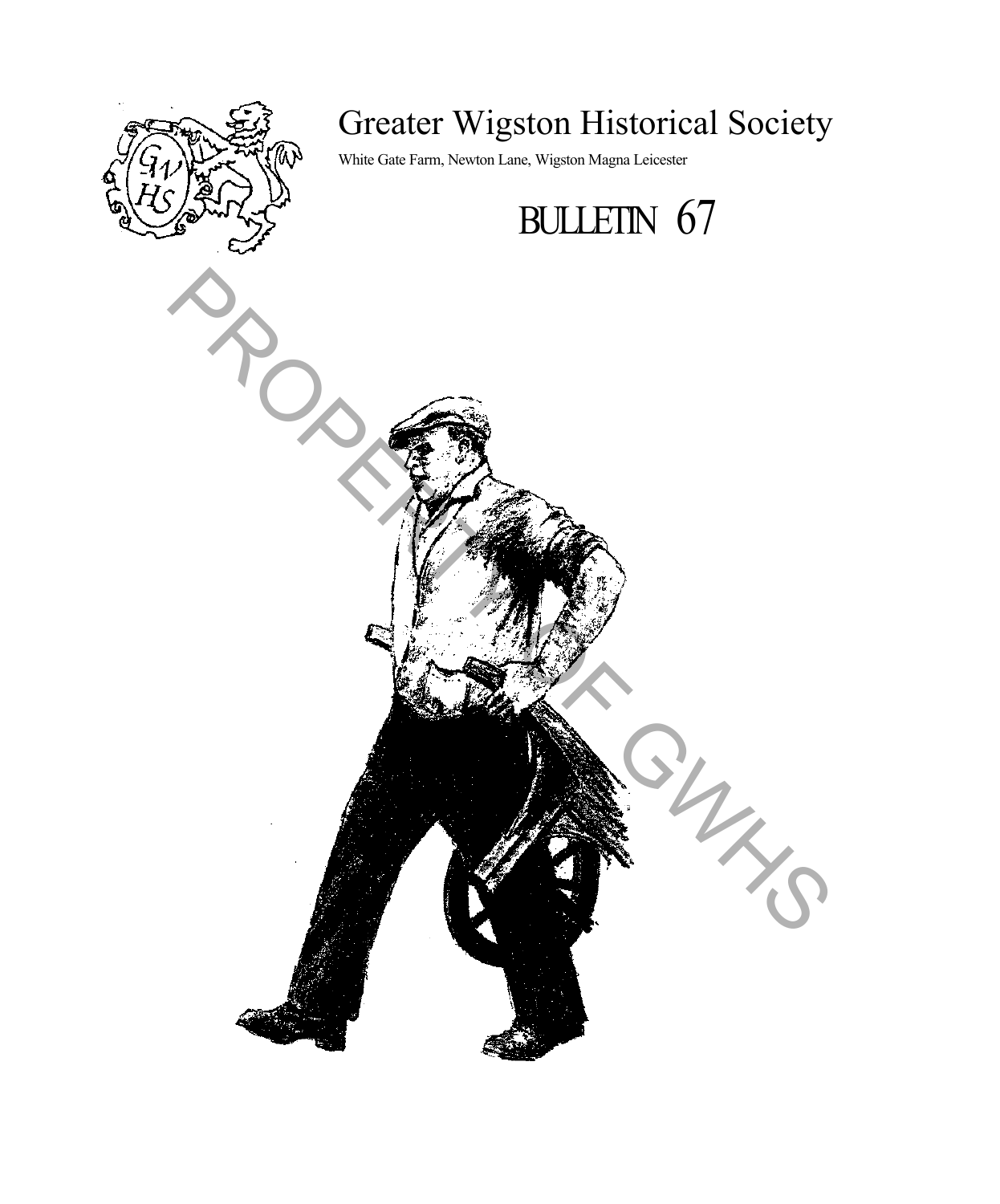# Greater Wigston Historical Society

White Gate Farm, Newton Lane, Wigston Magna Leicester

## BULLETIN 67

PROPERTY OF GWHS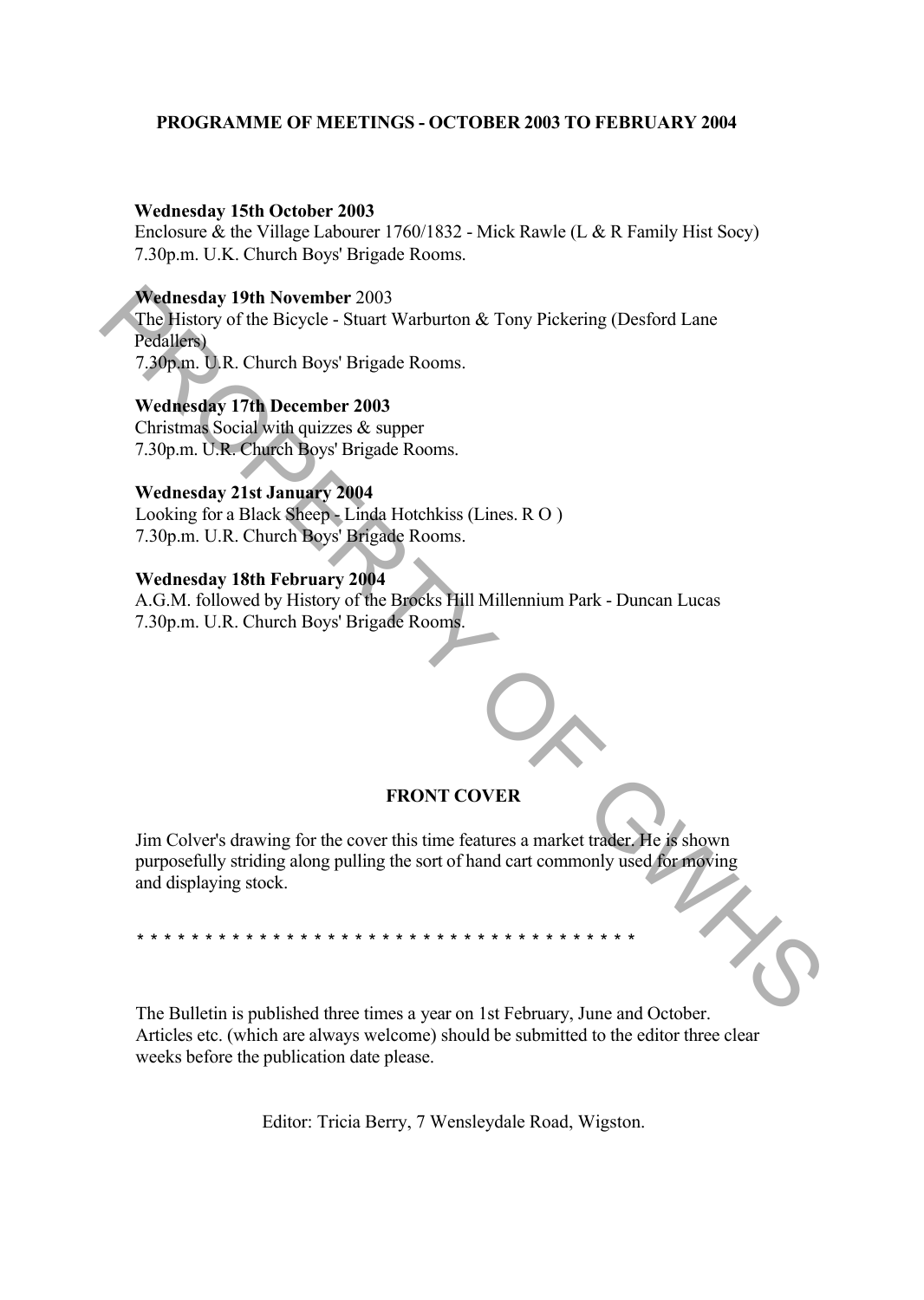**PROGRAMME OF MEETINGS - OCTOBER 2003 TO FEBRUARY 2004**

**Wednesday 15th October 2003**
Enclosure & the Village Labourer 1760/1832 - Mick Rawle (L & R Family Hist Socy)
7.30p.m. U.K. Church Boys' Brigade Rooms.

**Wednesday 19th November** 2003
The History of the Bicycle - Stuart Warburton & Tony Pickering (Desford Lane Pedallers)
7.30p.m. U.R. Church Boys' Brigade Rooms.

**Wednesday 17th December 2003**
Christmas Social with quizzes & supper
7.30p.m. U.R. Church Boys' Brigade Rooms.

**Wednesday 21st January 2004**
Looking for a Black Sheep - Linda Hotchkiss (Lines. R O )
7.30p.m. U.R. Church Boys' Brigade Rooms.

**Wednesday 18th February 2004**
A.G.M. followed by History of the Brocks Hill Millennium Park - Duncan Lucas
7.30p.m. U.R. Church Boys' Brigade Rooms.

**FRONT COVER**

Jim Colver's drawing for the cover this time features a market trader. He is shown purposefully striding along pulling the sort of hand cart commonly used for moving and displaying stock.

* * * * * * * * * * * * * * * * * * * * * * * * * * * * * * * * * * * * * * *

The Bulletin is published three times a year on 1st February, June and October. Articles etc. (which are always welcome) should be submitted to the editor three clear weeks before the publication date please.

Editor: Tricia Berry, 7 Wensleydale Road, Wigston.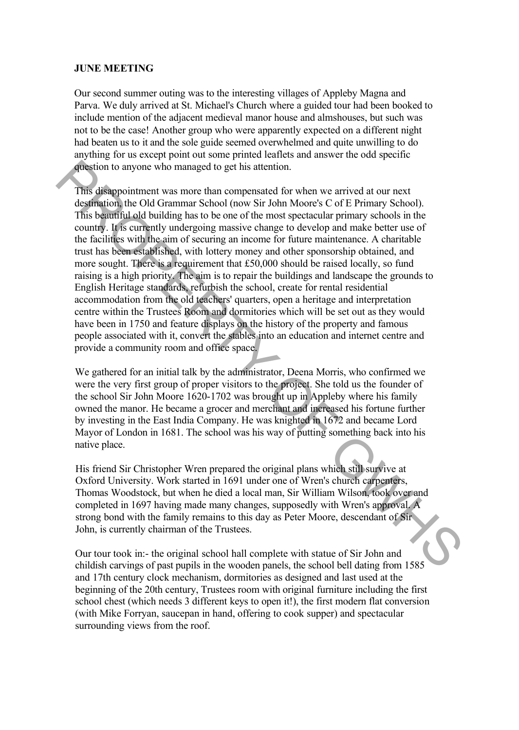**JUNE MEETING**

Our second summer outing was to the interesting villages of Appleby Magna and Parva. We duly arrived at St. Michael's Church where a guided tour had been booked to include mention of the adjacent medieval manor house and almshouses, but such was not to be the case! Another group who were apparently expected on a different night had beaten us to it and the sole guide seemed overwhelmed and quite unwilling to do anything for us except point out some printed leaflets and answer the odd specific question to anyone who managed to get his attention.

This disappointment was more than compensated for when we arrived at our next destination, the Old Grammar School (now Sir John Moore's C of E Primary School). This beautiful old building has to be one of the most spectacular primary schools in the country. It is currently undergoing massive change to develop and make better use of the facilities with the aim of securing an income for future maintenance. A charitable trust has been established, with lottery money and other sponsorship obtained, and more sought. There is a requirement that £50,000 should be raised locally, so fund raising is a high priority. The aim is to repair the buildings and landscape the grounds to English Heritage standards, refurbish the school, create for rental residential accommodation from the old teachers' quarters, open a heritage and interpretation centre within the Trustees Room and dormitories which will be set out as they would have been in 1750 and feature displays on the history of the property and famous people associated with it, convert the stables into an education and internet centre and provide a community room and office space.

We gathered for an initial talk by the administrator, Deena Morris, who confirmed we were the very first group of proper visitors to the project. She told us the founder of the school Sir John Moore 1620-1702 was brought up in Appleby where his family owned the manor. He became a grocer and merchant and increased his fortune further by investing in the East India Company. He was knighted in 1672 and became Lord Mayor of London in 1681. The school was his way of putting something back into his native place.

His friend Sir Christopher Wren prepared the original plans which still survive at Oxford University. Work started in 1691 under one of Wren's church carpenters, Thomas Woodstock, but when he died a local man, Sir William Wilson, took over and completed in 1697 having made many changes, supposedly with Wren's approval. A strong bond with the family remains to this day as Peter Moore, descendant of Sir John, is currently chairman of the Trustees.

Our tour took in:- the original school hall complete with statue of Sir John and childish carvings of past pupils in the wooden panels, the school bell dating from 1585 and 17th century clock mechanism, dormitories as designed and last used at the beginning of the 20th century, Trustees room with original furniture including the first school chest (which needs 3 different keys to open it!), the first modern flat conversion (with Mike Forryan, saucepan in hand, offering to cook supper) and spectacular surrounding views from the roof.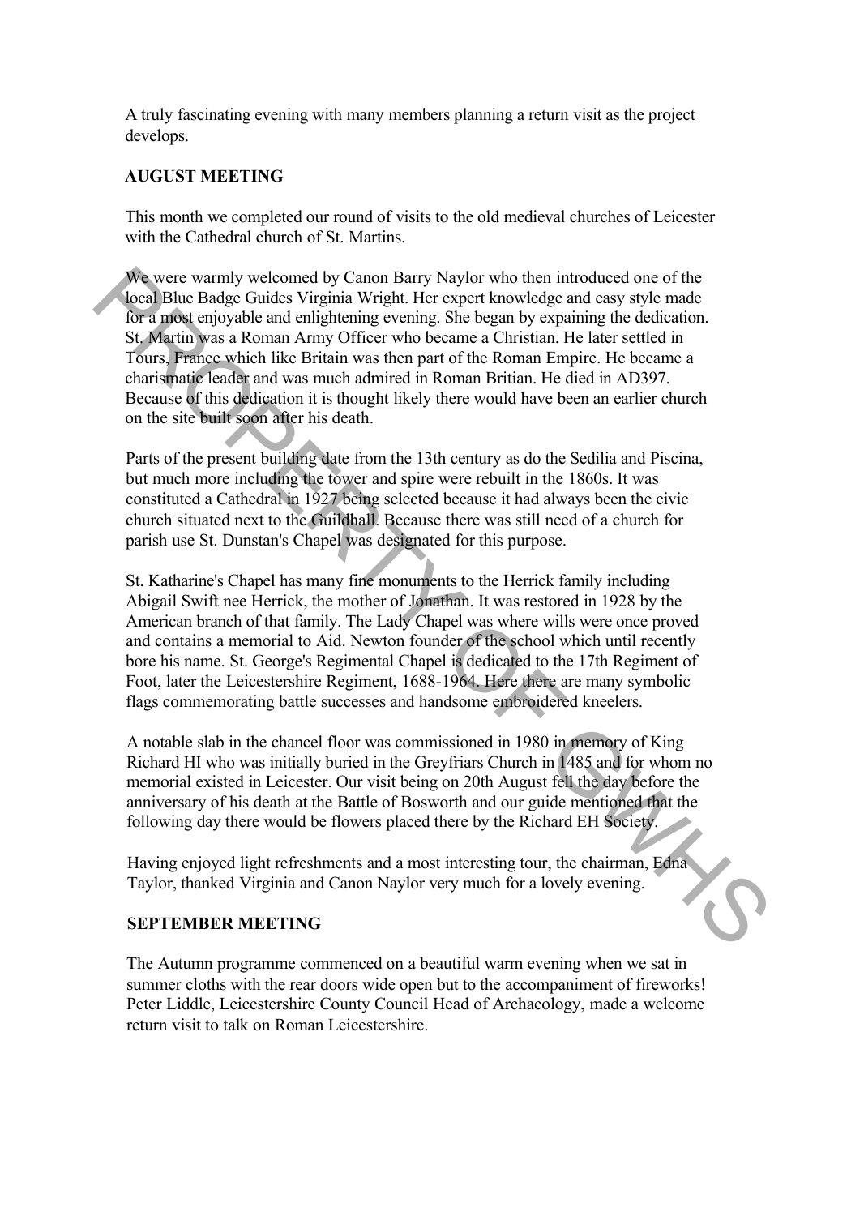A truly fascinating evening with many members planning a return visit as the project develops.

**AUGUST MEETING**

This month we completed our round of visits to the old medieval churches of Leicester with the Cathedral church of St. Martins.

We were warmly welcomed by Canon Barry Naylor who then introduced one of the local Blue Badge Guides Virginia Wright. Her expert knowledge and easy style made for a most enjoyable and enlightening evening. She began by expaining the dedication. St. Martin was a Roman Army Officer who became a Christian. He later settled in Tours, France which like Britain was then part of the Roman Empire. He became a charismatic leader and was much admired in Roman Britian. He died in AD397. Because of this dedication it is thought likely there would have been an earlier church on the site built soon after his death.

Parts of the present building date from the 13th century as do the Sedilia and Piscina, but much more including the tower and spire were rebuilt in the 1860s. It was constituted a Cathedral in 1927 being selected because it had always been the civic church situated next to the Guildhall. Because there was still need of a church for parish use St. Dunstan's Chapel was designated for this purpose.

St. Katharine's Chapel has many fine monuments to the Herrick family including Abigail Swift nee Herrick, the mother of Jonathan. It was restored in 1928 by the American branch of that family. The Lady Chapel was where wills were once proved and contains a memorial to Aid. Newton founder of the school which until recently bore his name. St. George's Regimental Chapel is dedicated to the 17th Regiment of Foot, later the Leicestershire Regiment, 1688-1964. Here there are many symbolic flags commemorating battle successes and handsome embroidered kneelers.

A notable slab in the chancel floor was commissioned in 1980 in memory of King Richard HI who was initially buried in the Greyfriars Church in 1485 and for whom no memorial existed in Leicester. Our visit being on 20th August fell the day before the anniversary of his death at the Battle of Bosworth and our guide mentioned that the following day there would be flowers placed there by the Richard EH Society.

Having enjoyed light refreshments and a most interesting tour, the chairman, Edna Taylor, thanked Virginia and Canon Naylor very much for a lovely evening.

**SEPTEMBER MEETING**

The Autumn programme commenced on a beautiful warm evening when we sat in summer cloths with the rear doors wide open but to the accompaniment of fireworks! Peter Liddle, Leicestershire County Council Head of Archaeology, made a welcome return visit to talk on Roman Leicestershire.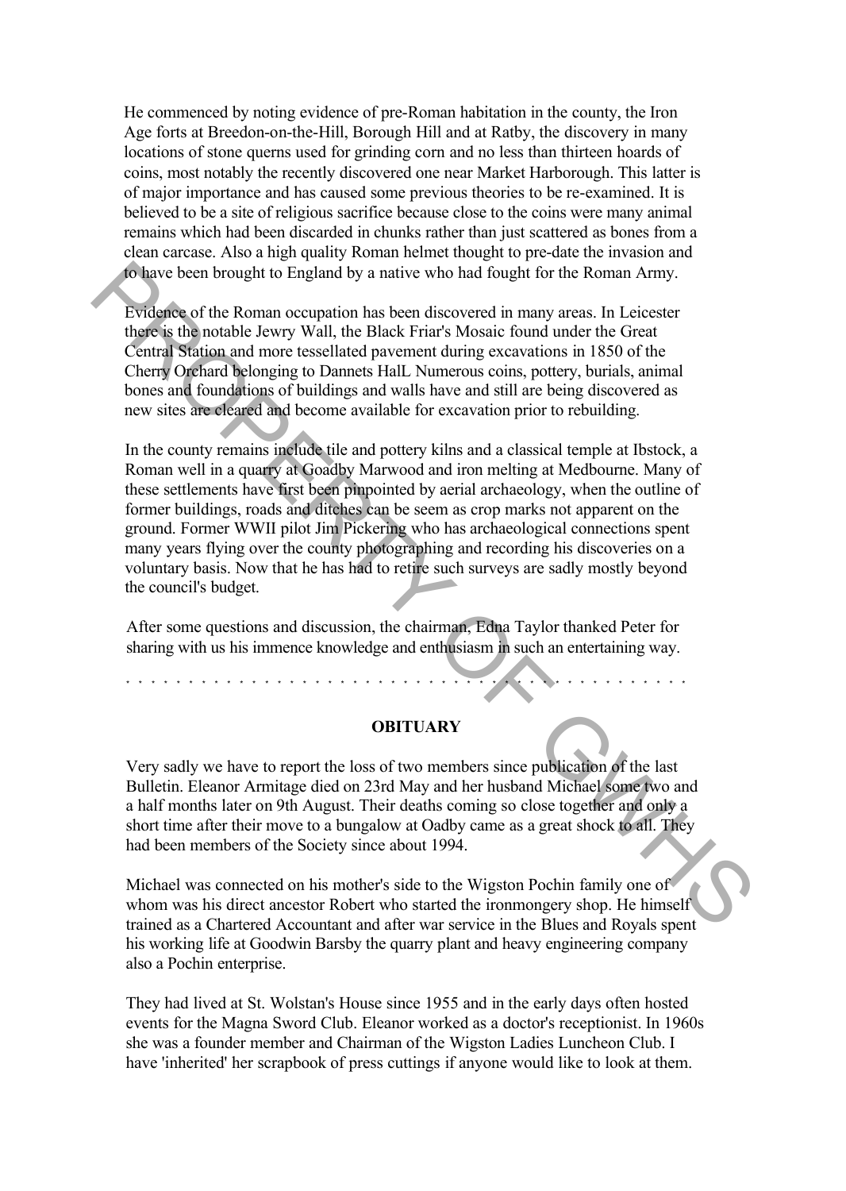He commenced by noting evidence of pre-Roman habitation in the county, the Iron Age forts at Breedon-on-the-Hill, Borough Hill and at Ratby, the discovery in many locations of stone querns used for grinding corn and no less than thirteen hoards of coins, most notably the recently discovered one near Market Harborough. This latter is of major importance and has caused some previous theories to be re-examined. It is believed to be a site of religious sacrifice because close to the coins were many animal remains which had been discarded in chunks rather than just scattered as bones from a clean carcase. Also a high quality Roman helmet thought to pre-date the invasion and to have been brought to England by a native who had fought for the Roman Army.

Evidence of the Roman occupation has been discovered in many areas. In Leicester there is the notable Jewry Wall, the Black Friar's Mosaic found under the Great Central Station and more tessellated pavement during excavations in 1850 of the Cherry Orchard belonging to Dannets HalL Numerous coins, pottery, burials, animal bones and foundations of buildings and walls have and still are being discovered as new sites are cleared and become available for excavation prior to rebuilding.

In the county remains include tile and pottery kilns and a classical temple at Ibstock, a Roman well in a quarry at Goadby Marwood and iron melting at Medbourne. Many of these settlements have first been pinpointed by aerial archaeology, when the outline of former buildings, roads and ditches can be seem as crop marks not apparent on the ground. Former WWII pilot Jim Pickering who has archaeological connections spent many years flying over the county photographing and recording his discoveries on a voluntary basis. Now that he has had to retire such surveys are sadly mostly beyond the council's budget.

After some questions and discussion, the chairman, Edna Taylor thanked Peter for sharing with us his immence knowledge and enthusiasm in such an entertaining way.

. . . . . . . . . . . . . . . . . . . . . . . . . . . . . . . . . . . . . . . . . . . . . . . . . . .

**OBITUARY**

Very sadly we have to report the loss of two members since publication of the last Bulletin. Eleanor Armitage died on 23rd May and her husband Michael some two and a half months later on 9th August. Their deaths coming so close together and only a short time after their move to a bungalow at Oadby came as a great shock to all. They had been members of the Society since about 1994.

Michael was connected on his mother's side to the Wigston Pochin family one of whom was his direct ancestor Robert who started the ironmongery shop. He himself trained as a Chartered Accountant and after war service in the Blues and Royals spent his working life at Goodwin Barsby the quarry plant and heavy engineering company also a Pochin enterprise.

They had lived at St. Wolstan's House since 1955 and in the early days often hosted events for the Magna Sword Club. Eleanor worked as a doctor's receptionist. In 1960s she was a founder member and Chairman of the Wigston Ladies Luncheon Club. I have 'inherited' her scrapbook of press cuttings if anyone would like to look at them.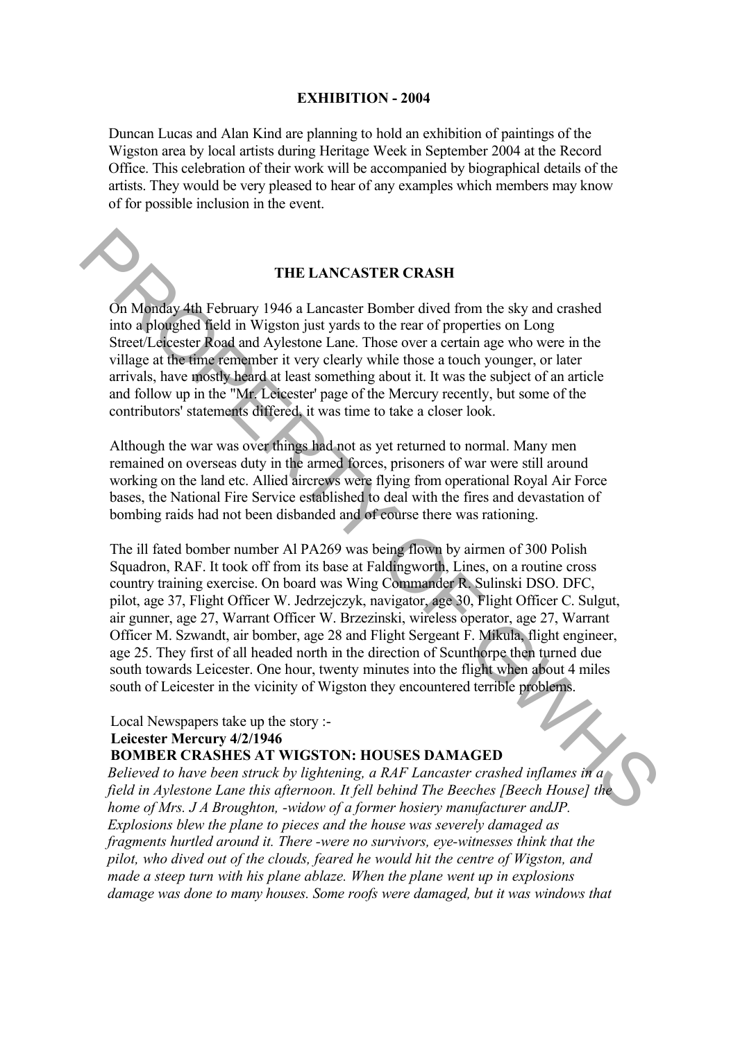## EXHIBITION - 2004

Duncan Lucas and Alan Kind are planning to hold an exhibition of paintings of the Wigston area by local artists during Heritage Week in September 2004 at the Record Office. This celebration of their work will be accompanied by biographical details of the artists. They would be very pleased to hear of any examples which members may know of for possible inclusion in the event.

## THE LANCASTER CRASH

On Monday 4th February 1946 a Lancaster Bomber dived from the sky and crashed into a ploughed field in Wigston just yards to the rear of properties on Long Street/Leicester Road and Aylestone Lane. Those over a certain age who were in the village at the time remember it very clearly while those a touch younger, or later arrivals, have mostly heard at least something about it. It was the subject of an article and follow up in the "Mr. Leicester' page of the Mercury recently, but some of the contributors' statements differed, it was time to take a closer look.

Although the war was over things had not as yet returned to normal. Many men remained on overseas duty in the armed forces, prisoners of war were still around working on the land etc. Allied aircrews were flying from operational Royal Air Force bases, the National Fire Service established to deal with the fires and devastation of bombing raids had not been disbanded and of course there was rationing.

The ill fated bomber number Al PA269 was being flown by airmen of 300 Polish Squadron, RAF. It took off from its base at Faldingworth, Lines, on a routine cross country training exercise. On board was Wing Commander R. Sulinski DSO. DFC, pilot, age 37, Flight Officer W. Jedrzejczyk, navigator, age 30, Flight Officer C. Sulgut, air gunner, age 27, Warrant Officer W. Brzezinski, wireless operator, age 27, Warrant Officer M. Szwandt, air bomber, age 28 and Flight Sergeant F. Mikula, flight engineer, age 25. They first of all headed north in the direction of Scunthorpe then turned due south towards Leicester. One hour, twenty minutes into the flight when about 4 miles south of Leicester in the vicinity of Wigston they encountered terrible problems.

Local Newspapers take up the story :-

**Leicester Mercury 4/2/1946**

**BOMBER CRASHES AT WIGSTON: HOUSES DAMAGED**

*Believed to have been struck by lightening, a RAF Lancaster crashed inflames in a field in Aylestone Lane this afternoon. It fell behind The Beeches [Beech House] the home of Mrs. J A Broughton, -widow of a former hosiery manufacturer andJP. Explosions blew the plane to pieces and the house was severely damaged as fragments hurtled around it. There -were no survivors, eye-witnesses think that the pilot, who dived out of the clouds, feared he would hit the centre of Wigston, and made a steep turn with his plane ablaze. When the plane went up in explosions damage was done to many houses. Some roofs were damaged, but it was windows that*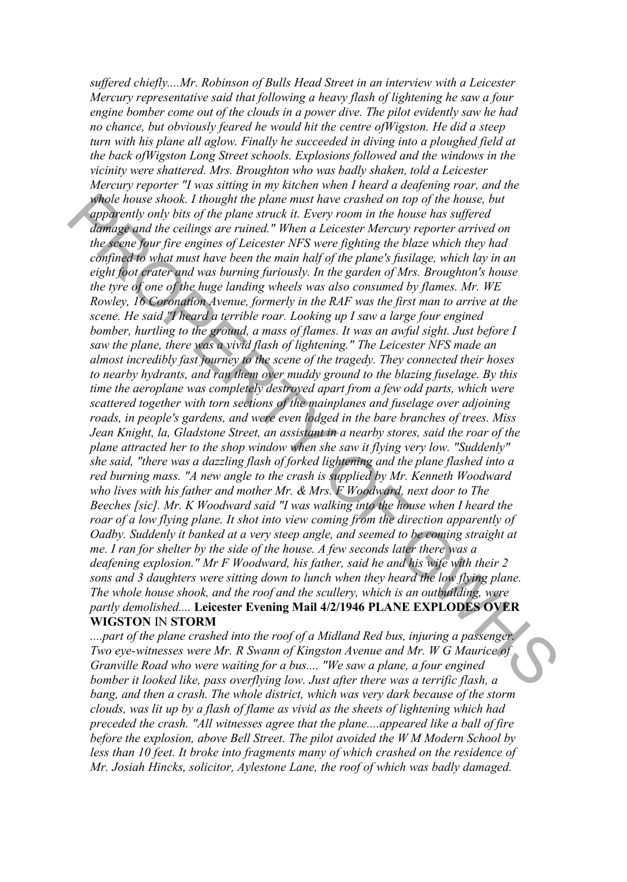*suffered chiefly....Mr. Robinson of Bulls Head Street in an interview with a Leicester Mercury representative said that following a heavy flash of lightening he saw a four engine bomber come out of the clouds in a power dive. The pilot evidently saw he had no chance, but obviously feared he would hit the centre ofWigston. He did a steep turn with his plane all aglow. Finally he succeeded in diving into a ploughed field at the back ofWigston Long Street schools. Explosions followed and the windows in the vicinity were shattered. Mrs. Broughton who was badly shaken, told a Leicester Mercury reporter "I was sitting in my kitchen when I heard a deafening roar, and the whole house shook. I thought the plane must have crashed on top of the house, but apparently only bits of the plane struck it. Every room in the house has suffered damage and the ceilings are ruined." When a Leicester Mercury reporter arrived on the scene four fire engines of Leicester NFS were fighting the blaze which they had confined to what must have been the main half of the plane's fusilage, which lay in an eight foot crater and was burning furiously. In the garden of Mrs. Broughton's house the tyre of one of the huge landing wheels was also consumed by flames. Mr. WE Rowley, 16 Coronation Avenue, formerly in the RAF was the first man to arrive at the scene. He said "I heard a terrible roar. Looking up I saw a large four engined bomber, hurtling to the ground, a mass of flames. It was an awful sight. Just before I saw the plane, there was a vivid flash of lightening." The Leicester NFS made an almost incredibly fast journey to the scene of the tragedy. They connected their hoses to nearby hydrants, and ran them over muddy ground to the blazing fuselage. By this time the aeroplane was completely destroyed apart from a few odd parts, which were scattered together with torn sections of the mainplanes and fuselage over adjoining roads, in people's gardens, and were even lodged in the bare branches of trees. Miss Jean Knight, la, Gladstone Street, an assistant in a nearby stores, said the roar of the plane attracted her to the shop window when she saw it flying very low. "Suddenly" she said, "there was a dazzling flash of forked lightening and the plane flashed into a red burning mass. "A new angle to the crash is supplied by Mr. Kenneth Woodward who lives with his father and mother Mr. & Mrs. F Woodward, next door to The Beeches [sic]. Mr. K Woodward said "I was walking into the house when I heard the roar of a low flying plane. It shot into view coming from the direction apparently of Oadby. Suddenly it banked at a very steep angle, and seemed to be coming straight at me. I ran for shelter by the side of the house. A few seconds later there was a deafening explosion." Mr F Woodward, his father, said he and his wife with their 2 sons and 3 daughters were sitting down to lunch when they heard the low flying plane. The whole house shook, and the roof and the scullery, which is an outbuilding, were partly demolished....* **Leicester Evening Mail 4/2/1946 PLANE EXPLODES OVER WIGSTON** IN **STORM**

*....part of the plane crashed into the roof of a Midland Red bus, injuring a passenger. Two eye-witnesses were Mr. R Swann of Kingston Avenue and Mr. W G Maurice of Granville Road who were waiting for a bus.... "We saw a plane, a four engined bomber it looked like, pass overflying low. Just after there was a terrific flash, a bang, and then a crash. The whole district, which was very dark because of the storm clouds, was lit up by a flash of flame as vivid as the sheets of lightening which had preceded the crash. "All witnesses agree that the plane....appeared like a ball of fire before the explosion, above Bell Street. The pilot avoided the W M Modern School by less than 10 feet. It broke into fragments many of which crashed on the residence of Mr. Josiah Hincks, solicitor, Aylestone Lane, the roof of which was badly damaged.*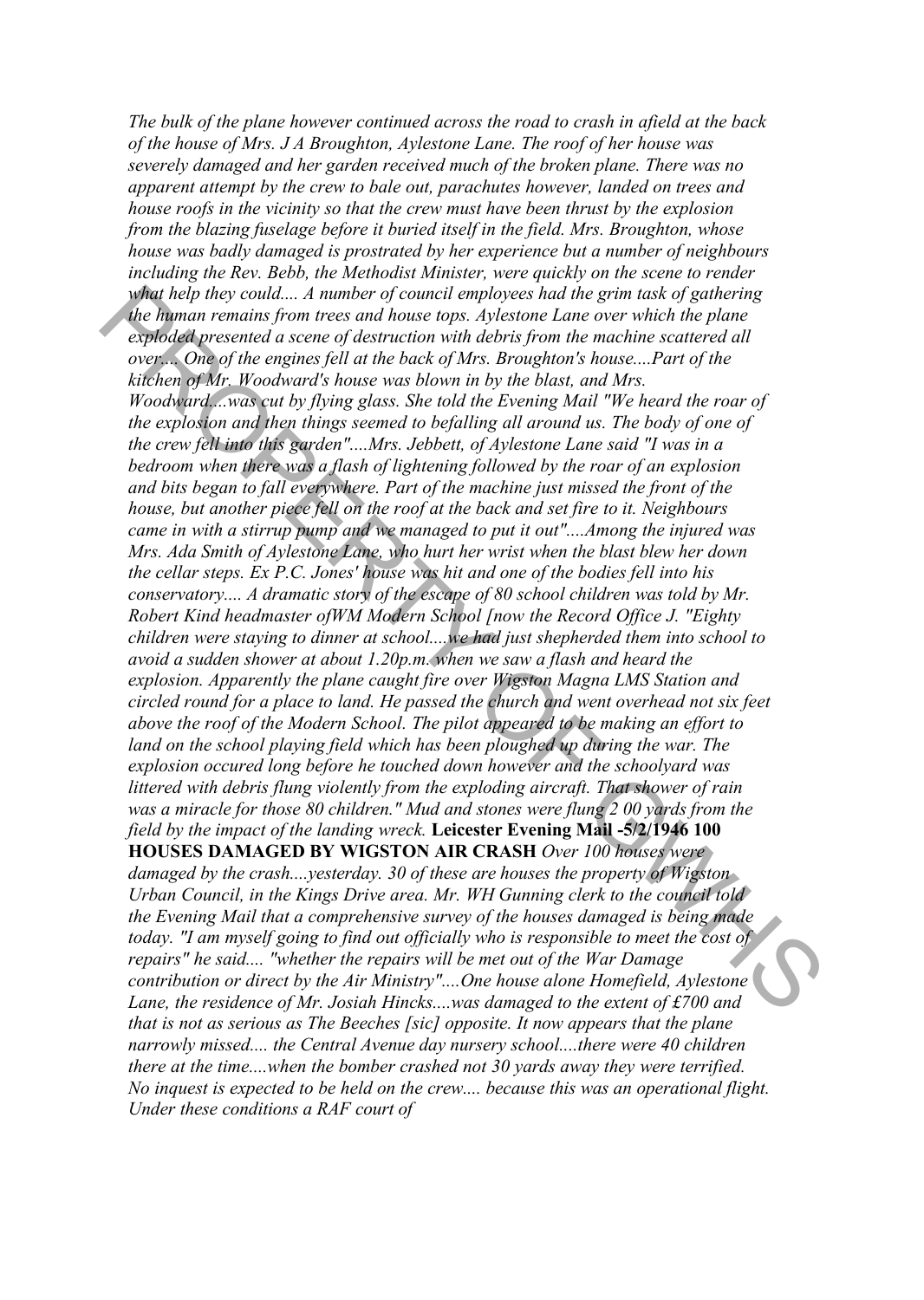*The bulk of the plane however continued across the road to crash in afield at the back of the house of Mrs. J A Broughton, Aylestone Lane. The roof of her house was severely damaged and her garden received much of the broken plane. There was no apparent attempt by the crew to bale out, parachutes however, landed on trees and house roofs in the vicinity so that the crew must have been thrust by the explosion from the blazing fuselage before it buried itself in the field. Mrs. Broughton, whose house was badly damaged is prostrated by her experience but a number of neighbours including the Rev. Bebb, the Methodist Minister, were quickly on the scene to render what help they could.... A number of council employees had the grim task of gathering the human remains from trees and house tops. Aylestone Lane over which the plane exploded presented a scene of destruction with debris from the machine scattered all over.... One of the engines fell at the back of Mrs. Broughton's house....Part of the kitchen of Mr. Woodward's house was blown in by the blast, and Mrs. Woodward....was cut by flying glass. She told the Evening Mail "We heard the roar of the explosion and then things seemed to befalling all around us. The body of one of the crew fell into this garden"....Mrs. Jebbett, of Aylestone Lane said "I was in a bedroom when there was a flash of lightening followed by the roar of an explosion and bits began to fall everywhere. Part of the machine just missed the front of the house, but another piece fell on the roof at the back and set fire to it. Neighbours came in with a stirrup pump and we managed to put it out"....Among the injured was Mrs. Ada Smith of Aylestone Lane, who hurt her wrist when the blast blew her down the cellar steps. Ex P.C. Jones' house was hit and one of the bodies fell into his conservatory.... A dramatic story of the escape of 80 school children was told by Mr. Robert Kind headmaster ofWM Modern School [now the Record Office J. "Eighty children were staying to dinner at school....we had just shepherded them into school to avoid a sudden shower at about 1.20p.m. when we saw a flash and heard the explosion. Apparently the plane caught fire over Wigston Magna LMS Station and circled round for a place to land. He passed the church and went overhead not six feet above the roof of the Modern School. The pilot appeared to be making an effort to land on the school playing field which has been ploughed up during the war. The explosion occured long before he touched down however and the schoolyard was littered with debris flung violently from the exploding aircraft. That shower of rain was a miracle for those 80 children." Mud and stones were flung 2 00 yards from the field by the impact of the landing wreck.* **Leicester Evening Mail -5/2/1946 100 HOUSES DAMAGED BY WIGSTON AIR CRASH** *Over 100 houses were damaged by the crash....yesterday. 30 of these are houses the property of Wigston Urban Council, in the Kings Drive area. Mr. WH Gunning clerk to the council told the Evening Mail that a comprehensive survey of the houses damaged is being made today. "I am myself going to find out officially who is responsible to meet the cost of repairs" he said.... "whether the repairs will be met out of the War Damage contribution or direct by the Air Ministry"....One house alone Homefield, Aylestone Lane, the residence of Mr. Josiah Hincks....was damaged to the extent of £700 and that is not as serious as The Beeches [sic] opposite. It now appears that the plane narrowly missed.... the Central Avenue day nursery school....there were 40 children there at the time....when the bomber crashed not 30 yards away they were terrified. No inquest is expected to be held on the crew.... because this was an operational flight. Under these conditions a RAF court of*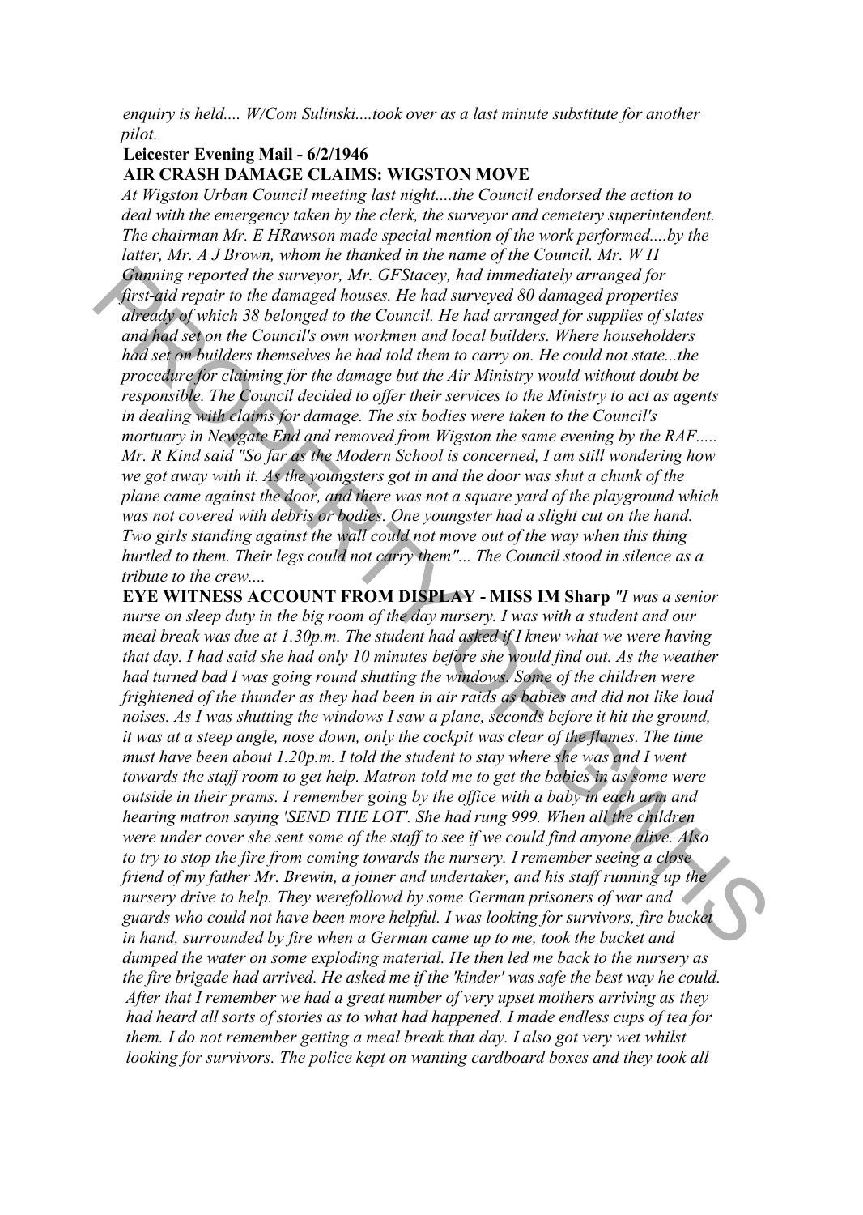*enquiry is held.... W/Com Sulinski....took over as a last minute substitute for another pilot.*

**Leicester Evening Mail - 6/2/1946**

**AIR CRASH DAMAGE CLAIMS: WIGSTON MOVE**

*At Wigston Urban Council meeting last night....the Council endorsed the action to deal with the emergency taken by the clerk, the surveyor and cemetery superintendent. The chairman Mr. E HRawson made special mention of the work performed....by the latter, Mr. A J Brown, whom he thanked in the name of the Council. Mr. W H Gunning reported the surveyor, Mr. GFStacey, had immediately arranged for first-aid repair to the damaged houses. He had surveyed 80 damaged properties already of which 38 belonged to the Council. He had arranged for supplies of slates and had set on the Council's own workmen and local builders. Where householders had set on builders themselves he had told them to carry on. He could not state...the procedure for claiming for the damage but the Air Ministry would without doubt be responsible. The Council decided to offer their services to the Ministry to act as agents in dealing with claims for damage. The six bodies were taken to the Council's mortuary in Newgate End and removed from Wigston the same evening by the RAF..... Mr. R Kind said "So far as the Modern School is concerned, I am still wondering how we got away with it. As the youngsters got in and the door was shut a chunk of the plane came against the door, and there was not a square yard of the playground which was not covered with debris or bodies. One youngster had a slight cut on the hand. Two girls standing against the wall could not move out of the way when this thing hurtled to them. Their legs could not carry them"... The Council stood in silence as a tribute to the crew....*

**EYE WITNESS ACCOUNT FROM DISPLAY - MISS IM Sharp** *"I was a senior nurse on sleep duty in the big room of the day nursery. I was with a student and our meal break was due at 1.30p.m. The student had asked if I knew what we were having that day. I had said she had only 10 minutes before she would find out. As the weather had turned bad I was going round shutting the windows. Some of the children were frightened of the thunder as they had been in air raids as babies and did not like loud noises. As I was shutting the windows I saw a plane, seconds before it hit the ground, it was at a steep angle, nose down, only the cockpit was clear of the flames. The time must have been about 1.20p.m. I told the student to stay where she was and I went towards the staff room to get help. Matron told me to get the babies in as some were outside in their prams. I remember going by the office with a baby in each arm and hearing matron saying 'SEND THE LOT'. She had rung 999. When all the children were under cover she sent some of the staff to see if we could find anyone alive. Also to try to stop the fire from coming towards the nursery. I remember seeing a close friend of my father Mr. Brewin, a joiner and undertaker, and his staff running up the nursery drive to help. They werefollowd by some German prisoners of war and guards who could not have been more helpful. I was looking for survivors, fire bucket in hand, surrounded by fire when a German came up to me, took the bucket and dumped the water on some exploding material. He then led me back to the nursery as the fire brigade had arrived. He asked me if the 'kinder' was safe the best way he could. After that I remember we had a great number of very upset mothers arriving as they had heard all sorts of stories as to what had happened. I made endless cups of tea for them. I do not remember getting a meal break that day. I also got very wet whilst looking for survivors. The police kept on wanting cardboard boxes and they took all*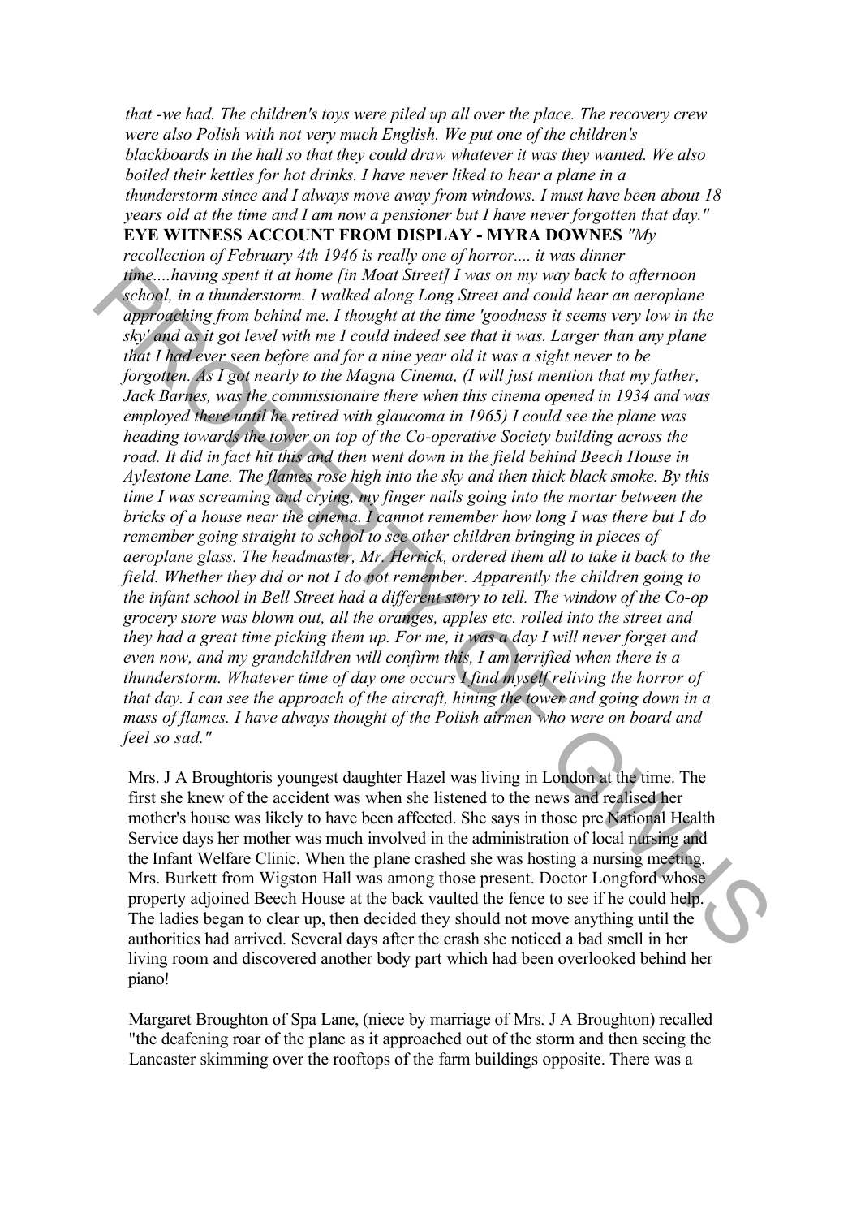*that -we had. The children's toys were piled up all over the place. The recovery crew were also Polish with not very much English. We put one of the children's blackboards in the hall so that they could draw whatever it was they wanted. We also boiled their kettles for hot drinks. I have never liked to hear a plane in a thunderstorm since and I always move away from windows. I must have been about 18 years old at the time and I am now a pensioner but I have never forgotten that day."*

**EYE WITNESS ACCOUNT FROM DISPLAY - MYRA DOWNES** *"My recollection of February 4th 1946 is really one of horror.... it was dinner time....having spent it at home [in Moat Street] I was on my way back to afternoon school, in a thunderstorm. I walked along Long Street and could hear an aeroplane approaching from behind me. I thought at the time 'goodness it seems very low in the sky' and as it got level with me I could indeed see that it was. Larger than any plane that I had ever seen before and for a nine year old it was a sight never to be forgotten. As I got nearly to the Magna Cinema, (I will just mention that my father, Jack Barnes, was the commissionaire there when this cinema opened in 1934 and was employed there until he retired with glaucoma in 1965) I could see the plane was heading towards the tower on top of the Co-operative Society building across the road. It did in fact hit this and then went down in the field behind Beech House in Aylestone Lane. The flames rose high into the sky and then thick black smoke. By this time I was screaming and crying, my finger nails going into the mortar between the bricks of a house near the cinema. I cannot remember how long I was there but I do remember going straight to school to see other children bringing in pieces of aeroplane glass. The headmaster, Mr. Herrick, ordered them all to take it back to the field. Whether they did or not I do not remember. Apparently the children going to the infant school in Bell Street had a different story to tell. The window of the Co-op grocery store was blown out, all the oranges, apples etc. rolled into the street and they had a great time picking them up. For me, it was a day I will never forget and even now, and my grandchildren will confirm this, I am terrified when there is a thunderstorm. Whatever time of day one occurs I find myself reliving the horror of that day. I can see the approach of the aircraft, hining the tower and going down in a mass of flames. I have always thought of the Polish airmen who were on board and feel so sad."*

Mrs. J A Broughtoris youngest daughter Hazel was living in London at the time. The first she knew of the accident was when she listened to the news and realised her mother's house was likely to have been affected. She says in those pre National Health Service days her mother was much involved in the administration of local nursing and the Infant Welfare Clinic. When the plane crashed she was hosting a nursing meeting. Mrs. Burkett from Wigston Hall was among those present. Doctor Longford whose property adjoined Beech House at the back vaulted the fence to see if he could help. The ladies began to clear up, then decided they should not move anything until the authorities had arrived. Several days after the crash she noticed a bad smell in her living room and discovered another body part which had been overlooked behind her piano!

Margaret Broughton of Spa Lane, (niece by marriage of Mrs. J A Broughton) recalled "the deafening roar of the plane as it approached out of the storm and then seeing the Lancaster skimming over the rooftops of the farm buildings opposite. There was a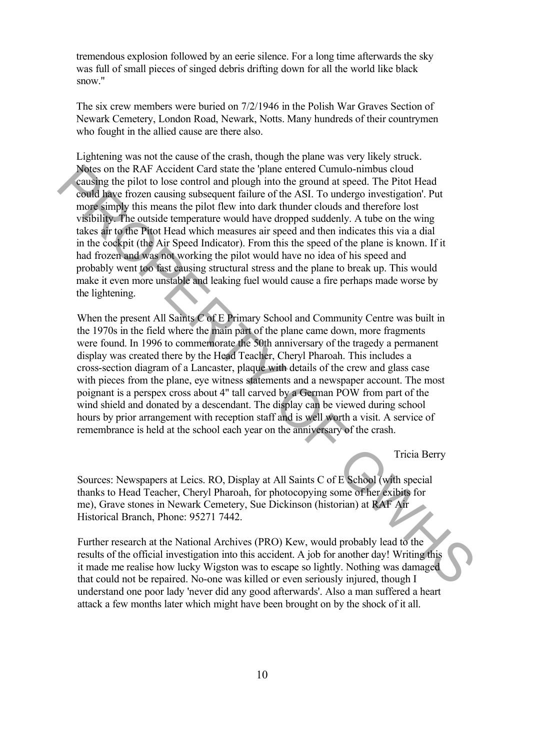tremendous explosion followed by an eerie silence. For a long time afterwards the sky was full of small pieces of singed debris drifting down for all the world like black snow."

The six crew members were buried on 7/2/1946 in the Polish War Graves Section of Newark Cemetery, London Road, Newark, Notts. Many hundreds of their countrymen who fought in the allied cause are there also.

Lightening was not the cause of the crash, though the plane was very likely struck. Notes on the RAF Accident Card state the 'plane entered Cumulo-nimbus cloud causing the pilot to lose control and plough into the ground at speed. The Pitot Head could have frozen causing subsequent failure of the ASI. To undergo investigation'. Put more simply this means the pilot flew into dark thunder clouds and therefore lost visibility. The outside temperature would have dropped suddenly. A tube on the wing takes air to the Pitot Head which measures air speed and then indicates this via a dial in the cockpit (the Air Speed Indicator). From this the speed of the plane is known. If it had frozen and was not working the pilot would have no idea of his speed and probably went too fast causing structural stress and the plane to break up. This would make it even more unstable and leaking fuel would cause a fire perhaps made worse by the lightening.

When the present All Saints C of E Primary School and Community Centre was built in the 1970s in the field where the main part of the plane came down, more fragments were found. In 1996 to commemorate the 50th anniversary of the tragedy a permanent display was created there by the Head Teacher, Cheryl Pharoah. This includes a cross-section diagram of a Lancaster, plaque with details of the crew and glass case with pieces from the plane, eye witness statements and a newspaper account. The most poignant is a perspex cross about 4" tall carved by a German POW from part of the wind shield and donated by a descendant. The display can be viewed during school hours by prior arrangement with reception staff and is well worth a visit. A service of remembrance is held at the school each year on the anniversary of the crash.

Tricia Berry

Sources: Newspapers at Leics. RO, Display at All Saints C of E School (with special thanks to Head Teacher, Cheryl Pharoah, for photocopying some of her exibits for me), Grave stones in Newark Cemetery, Sue Dickinson (historian) at RAF Air Historical Branch, Phone: 95271 7442.

Further research at the National Archives (PRO) Kew, would probably lead to the results of the official investigation into this accident. A job for another day! Writing this it made me realise how lucky Wigston was to escape so lightly. Nothing was damaged that could not be repaired. No-one was killed or even seriously injured, though I understand one poor lady 'never did any good afterwards'. Also a man suffered a heart attack a few months later which might have been brought on by the shock of it all.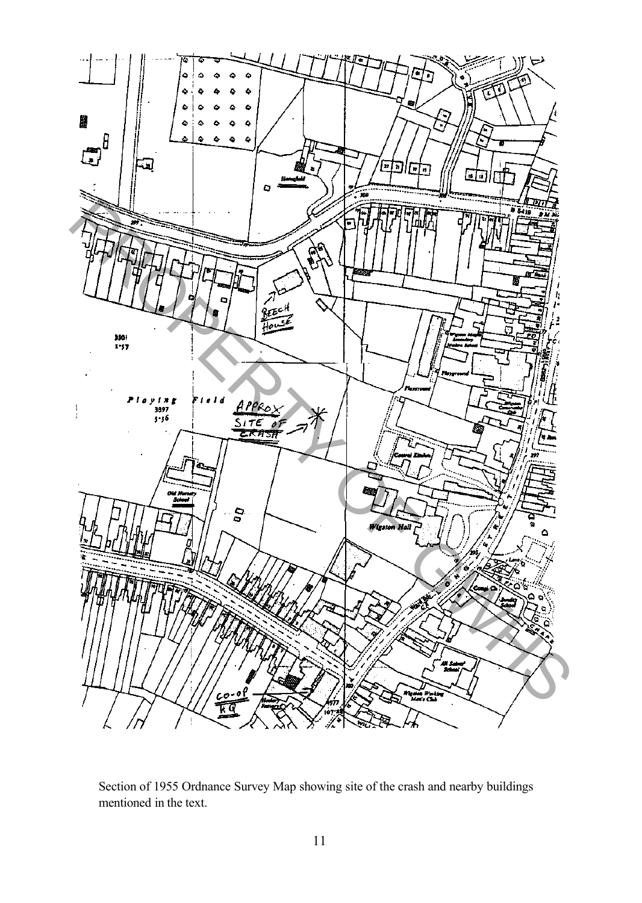Section of 1955 Ordnance Survey Map showing site of the crash and nearby buildings mentioned in the text.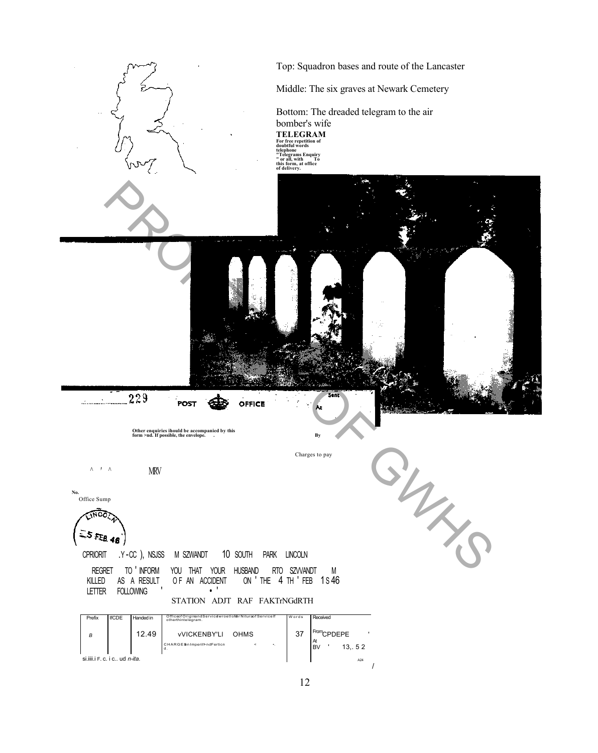Top: Squadron bases and route of the Lancaster

Middle: The six graves at Newark Cemetery

Bottom: The dreaded telegram to the air bomber's wife

**TELEGRAM**

**For free repetition of doubtful words telephone "Telegrams Enquiry" or all, with To this form, at office of delivery.**

229 POST OFFICE

Sent At By

**Other enquiries ihould be accompanied by this form >nd. If possible, the envelope.**

Charges to pay

^ ' ^ MRV

**No.**
Office Sump

LINCOLN 5 FEB 46

CPRIORIT .Y-CC ), NSJSS M SZWANDT 10 SOUTH PARK LINCOLN

REGRET TO ' INFORM YOU THAT YOUR HUSBAND RTO SZWANDT M KILLED AS A RESULT OF AN ACCIDENT ON ' THE 4 TH ' FEB 1S46 LETTER FOLLOWING

STATION ADJT RAF FAKTrNGdRTH

| Prefix | IfCDE | Handed in | Office of Origin and Service Instructions. Nature of Service if other than telegram. | Words | Received |
|---|---|---|---|---|---|
| B | | 12.49 | vVICKENBY'LI OHMS | 37 | From CPDEPE At BV ' 13,. 52 |
| | | | CHARGES in Imperial and Foreign d. | | |

si.iiii.i F. c. i c.. ud n-ita. A24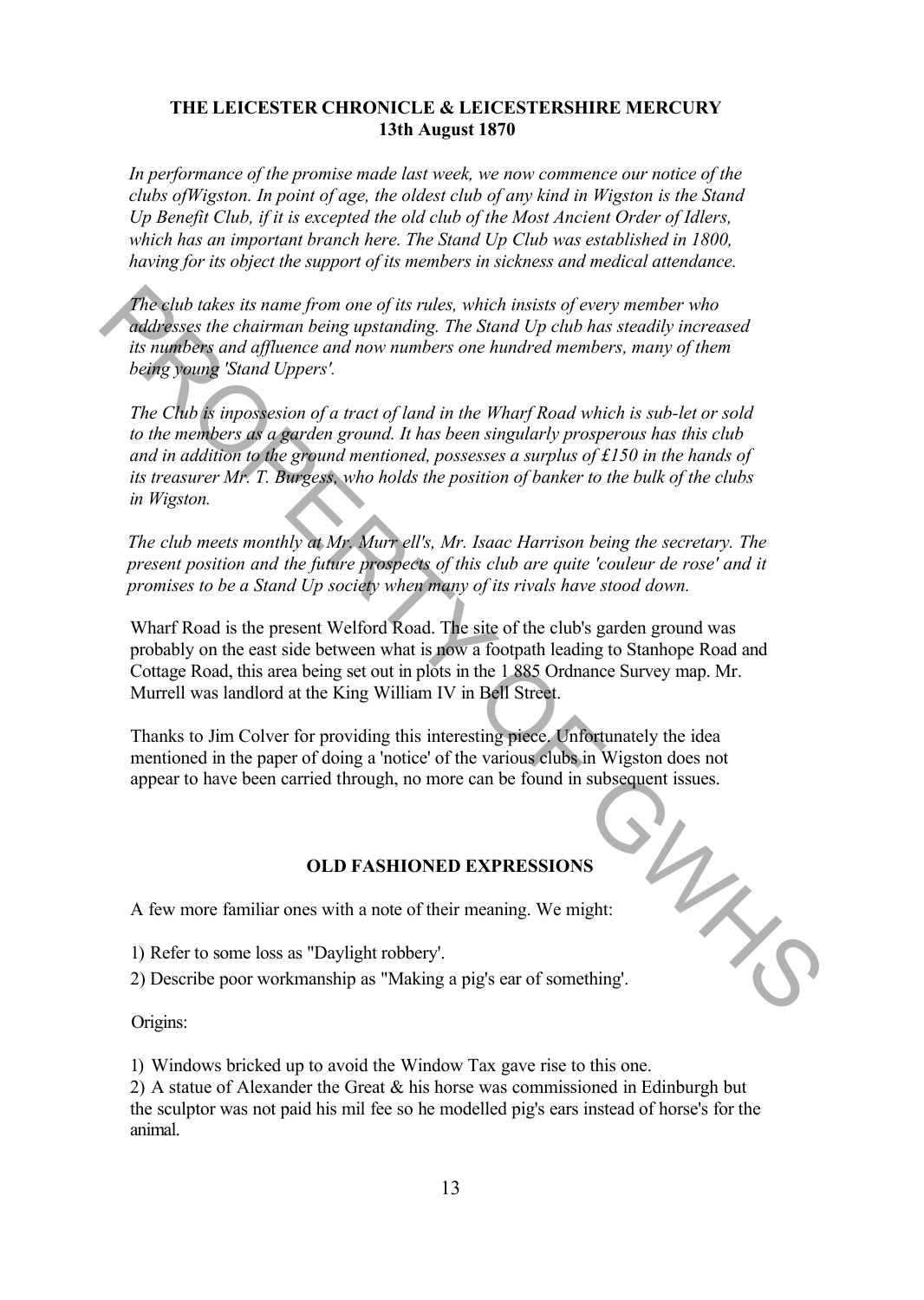**THE LEICESTER CHRONICLE & LEICESTERSHIRE MERCURY**
**13th August 1870**

*In performance of the promise made last week, we now commence our notice of the clubs ofWigston. In point of age, the oldest club of any kind in Wigston is the Stand Up Benefit Club, if it is excepted the old club of the Most Ancient Order of Idlers, which has an important branch here. The Stand Up Club was established in 1800, having for its object the support of its members in sickness and medical attendance.*

*The club takes its name from one of its rules, which insists of every member who addresses the chairman being upstanding. The Stand Up club has steadily increased its numbers and affluence and now numbers one hundred members, many of them being young 'Stand Uppers'.*

*The Club is inpossesion of a tract of land in the Wharf Road which is sub-let or sold to the members as a garden ground. It has been singularly prosperous has this club and in addition to the ground mentioned, possesses a surplus of £150 in the hands of its treasurer Mr. T. Burgess, who holds the position of banker to the bulk of the clubs in Wigston.*

*The club meets monthly at Mr. Murr ell's, Mr. Isaac Harrison being the secretary. The present position and the future prospects of this club are quite 'couleur de rose' and it promises to be a Stand Up society when many of its rivals have stood down.*

Wharf Road is the present Welford Road. The site of the club's garden ground was probably on the east side between what is now a footpath leading to Stanhope Road and Cottage Road, this area being set out in plots in the 1 885 Ordnance Survey map. Mr. Murrell was landlord at the King William IV in Bell Street.

Thanks to Jim Colver for providing this interesting piece. Unfortunately the idea mentioned in the paper of doing a 'notice' of the various clubs in Wigston does not appear to have been carried through, no more can be found in subsequent issues.

**OLD FASHIONED EXPRESSIONS**

A few more familiar ones with a note of their meaning. We might:

1) Refer to some loss as "Daylight robbery'.

2) Describe poor workmanship as "Making a pig's ear of something'.

Origins:

1) Windows bricked up to avoid the Window Tax gave rise to this one.
2) A statue of Alexander the Great & his horse was commissioned in Edinburgh but the sculptor was not paid his mil fee so he modelled pig's ears instead of horse's for the animal.